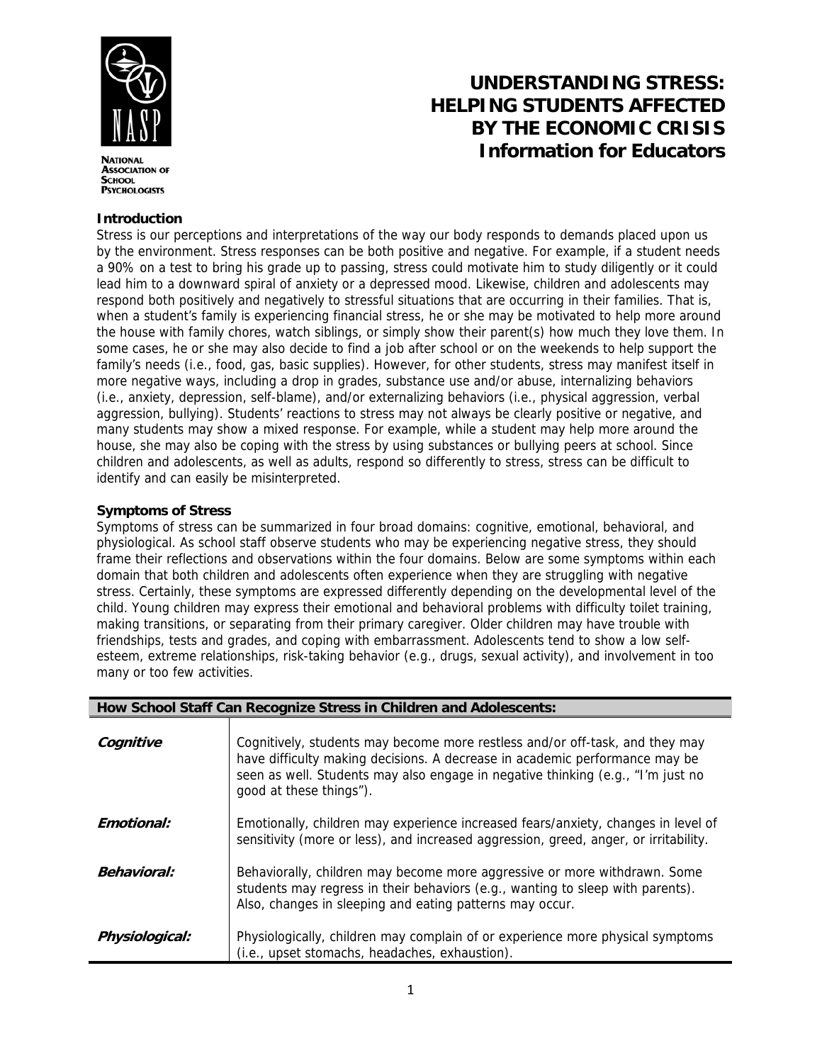NATIONAL ASSOCIATION OF SCHOOL PSYCHOLOGISTS

# UNDERSTANDING STRESS: HELPING STUDENTS AFFECTED BY THE ECONOMIC CRISIS

## Information for Educators

### Introduction

Stress is our perceptions and interpretations of the way our body responds to demands placed upon us by the environment. Stress responses can be both positive and negative. For example, if a student needs a 90% on a test to bring his grade up to passing, stress could motivate him to study diligently or it could lead him to a downward spiral of anxiety or a depressed mood. Likewise, children and adolescents may respond both positively and negatively to stressful situations that are occurring in their families. That is, when a student's family is experiencing financial stress, he or she may be motivated to help more around the house with family chores, watch siblings, or simply show their parent(s) how much they love them. In some cases, he or she may also decide to find a job after school or on the weekends to help support the family's needs (i.e., food, gas, basic supplies). However, for other students, stress may manifest itself in more negative ways, including a drop in grades, substance use and/or abuse, internalizing behaviors (i.e., anxiety, depression, self-blame), and/or externalizing behaviors (i.e., physical aggression, verbal aggression, bullying). Students' reactions to stress may not always be clearly positive or negative, and many students may show a mixed response. For example, while a student may help more around the house, she may also be coping with the stress by using substances or bullying peers at school. Since children and adolescents, as well as adults, respond so differently to stress, stress can be difficult to identify and can easily be misinterpreted.

### Symptoms of Stress

Symptoms of stress can be summarized in four broad domains: cognitive, emotional, behavioral, and physiological. As school staff observe students who may be experiencing negative stress, they should frame their reflections and observations within the four domains. Below are some symptoms within each domain that both children and adolescents often experience when they are struggling with negative stress. Certainly, these symptoms are expressed differently depending on the developmental level of the child. Young children may express their emotional and behavioral problems with difficulty toilet training, making transitions, or separating from their primary caregiver. Older children may have trouble with friendships, tests and grades, and coping with embarrassment. Adolescents tend to show a low self-esteem, extreme relationships, risk-taking behavior (e.g., drugs, sexual activity), and involvement in too many or too few activities.

| How School Staff Can Recognize Stress in Children and Adolescents: | |
|---|---|
| ***Cognitive*** | Cognitively, students may become more restless and/or off-task, and they may have difficulty making decisions. A decrease in academic performance may be seen as well. Students may also engage in negative thinking (e.g., "I'm just no good at these things"). |
| ***Emotional:*** | Emotionally, children may experience increased fears/anxiety, changes in level of sensitivity (more or less), and increased aggression, greed, anger, or irritability. |
| ***Behavioral:*** | Behaviorally, children may become more aggressive or more withdrawn. Some students may regress in their behaviors (e.g., wanting to sleep with parents). Also, changes in sleeping and eating patterns may occur. |
| ***Physiological:*** | Physiologically, children may complain of or experience more physical symptoms (i.e., upset stomachs, headaches, exhaustion). |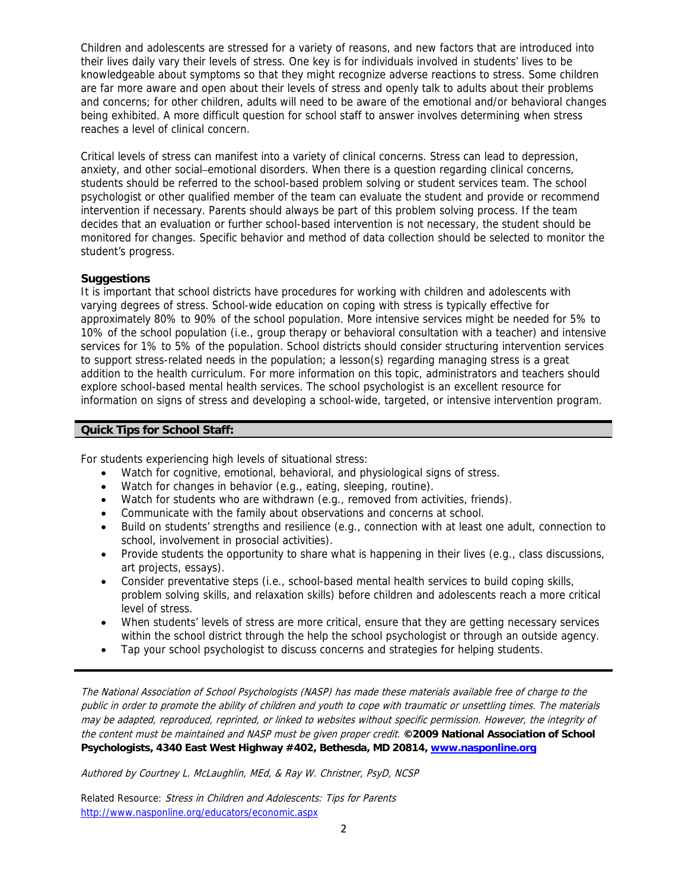Children and adolescents are stressed for a variety of reasons, and new factors that are introduced into their lives daily vary their levels of stress. One key is for individuals involved in students' lives to be knowledgeable about symptoms so that they might recognize adverse reactions to stress. Some children are far more aware and open about their levels of stress and openly talk to adults about their problems and concerns; for other children, adults will need to be aware of the emotional and/or behavioral changes being exhibited. A more difficult question for school staff to answer involves determining when stress reaches a level of clinical concern.

Critical levels of stress can manifest into a variety of clinical concerns. Stress can lead to depression, anxiety, and other social–emotional disorders. When there is a question regarding clinical concerns, students should be referred to the school-based problem solving or student services team. The school psychologist or other qualified member of the team can evaluate the student and provide or recommend intervention if necessary. Parents should always be part of this problem solving process. If the team decides that an evaluation or further school-based intervention is not necessary, the student should be monitored for changes. Specific behavior and method of data collection should be selected to monitor the student's progress.

**Suggestions**

It is important that school districts have procedures for working with children and adolescents with varying degrees of stress. School-wide education on coping with stress is typically effective for approximately 80% to 90% of the school population. More intensive services might be needed for 5% to 10% of the school population (i.e., group therapy or behavioral consultation with a teacher) and intensive services for 1% to 5% of the population. School districts should consider structuring intervention services to support stress-related needs in the population; a lesson(s) regarding managing stress is a great addition to the health curriculum. For more information on this topic, administrators and teachers should explore school-based mental health services. The school psychologist is an excellent resource for information on signs of stress and developing a school-wide, targeted, or intensive intervention program.

**Quick Tips for School Staff:**

For students experiencing high levels of situational stress:

- Watch for cognitive, emotional, behavioral, and physiological signs of stress.
- Watch for changes in behavior (e.g., eating, sleeping, routine).
- Watch for students who are withdrawn (e.g., removed from activities, friends).
- Communicate with the family about observations and concerns at school.
- Build on students' strengths and resilience (e.g., connection with at least one adult, connection to school, involvement in prosocial activities).
- Provide students the opportunity to share what is happening in their lives (e.g., class discussions, art projects, essays).
- Consider preventative steps (i.e., school-based mental health services to build coping skills, problem solving skills, and relaxation skills) before children and adolescents reach a more critical level of stress.
- When students' levels of stress are more critical, ensure that they are getting necessary services within the school district through the help the school psychologist or through an outside agency.
- Tap your school psychologist to discuss concerns and strategies for helping students.

*The National Association of School Psychologists (NASP) has made these materials available free of charge to the public in order to promote the ability of children and youth to cope with traumatic or unsettling times. The materials may be adapted, reproduced, reprinted, or linked to websites without specific permission. However, the integrity of the content must be maintained and NASP must be given proper credit.* **©2009 National Association of School Psychologists, 4340 East West Highway #402, Bethesda, MD 20814, www.nasponline.org**

*Authored by Courtney L. McLaughlin, MEd, & Ray W. Christner, PsyD, NCSP*

Related Resource: *Stress in Children and Adolescents: Tips for Parents*
http://www.nasponline.org/educators/economic.aspx